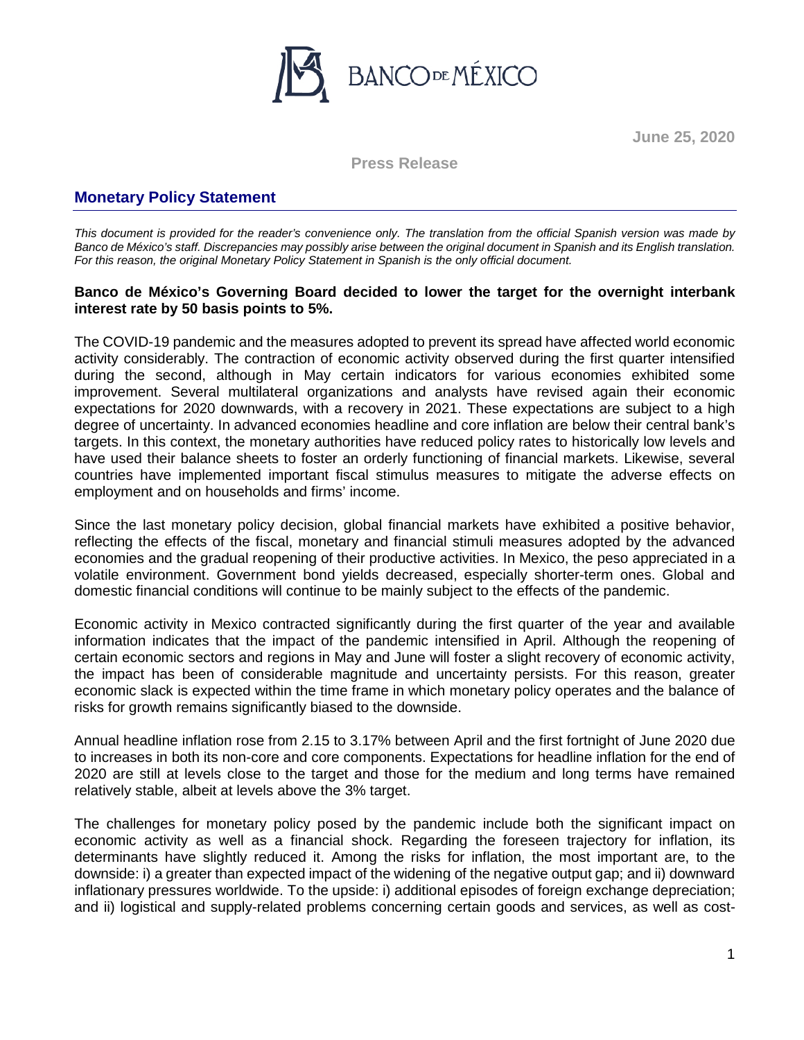June 25, 2020

Press Release

## Monetary Policy Statement

*This document is provided for the reader's convenience only. The translation from the official Spanish version was made by Banco de México's staff. Discrepancies may possibly arise between the original document in Spanish and its English translation. For this reason, the original Monetary Policy Statement in Spanish is the only official document.*

**Banco de México's Governing Board decided to lower the target for the overnight interbank interest rate by 50 basis points to 5%.**

The COVID-19 pandemic and the measures adopted to prevent its spread have affected world economic activity considerably. The contraction of economic activity observed during the first quarter intensified during the second, although in May certain indicators for various economies exhibited some improvement. Several multilateral organizations and analysts have revised again their economic expectations for 2020 downwards, with a recovery in 2021. These expectations are subject to a high degree of uncertainty. In advanced economies headline and core inflation are below their central bank's targets. In this context, the monetary authorities have reduced policy rates to historically low levels and have used their balance sheets to foster an orderly functioning of financial markets. Likewise, several countries have implemented important fiscal stimulus measures to mitigate the adverse effects on employment and on households and firms' income.

Since the last monetary policy decision, global financial markets have exhibited a positive behavior, reflecting the effects of the fiscal, monetary and financial stimuli measures adopted by the advanced economies and the gradual reopening of their productive activities. In Mexico, the peso appreciated in a volatile environment. Government bond yields decreased, especially shorter-term ones. Global and domestic financial conditions will continue to be mainly subject to the effects of the pandemic.

Economic activity in Mexico contracted significantly during the first quarter of the year and available information indicates that the impact of the pandemic intensified in April. Although the reopening of certain economic sectors and regions in May and June will foster a slight recovery of economic activity, the impact has been of considerable magnitude and uncertainty persists. For this reason, greater economic slack is expected within the time frame in which monetary policy operates and the balance of risks for growth remains significantly biased to the downside.

Annual headline inflation rose from 2.15 to 3.17% between April and the first fortnight of June 2020 due to increases in both its non-core and core components. Expectations for headline inflation for the end of 2020 are still at levels close to the target and those for the medium and long terms have remained relatively stable, albeit at levels above the 3% target.

The challenges for monetary policy posed by the pandemic include both the significant impact on economic activity as well as a financial shock. Regarding the foreseen trajectory for inflation, its determinants have slightly reduced it. Among the risks for inflation, the most important are, to the downside: i) a greater than expected impact of the widening of the negative output gap; and ii) downward inflationary pressures worldwide. To the upside: i) additional episodes of foreign exchange depreciation; and ii) logistical and supply-related problems concerning certain goods and services, as well as cost-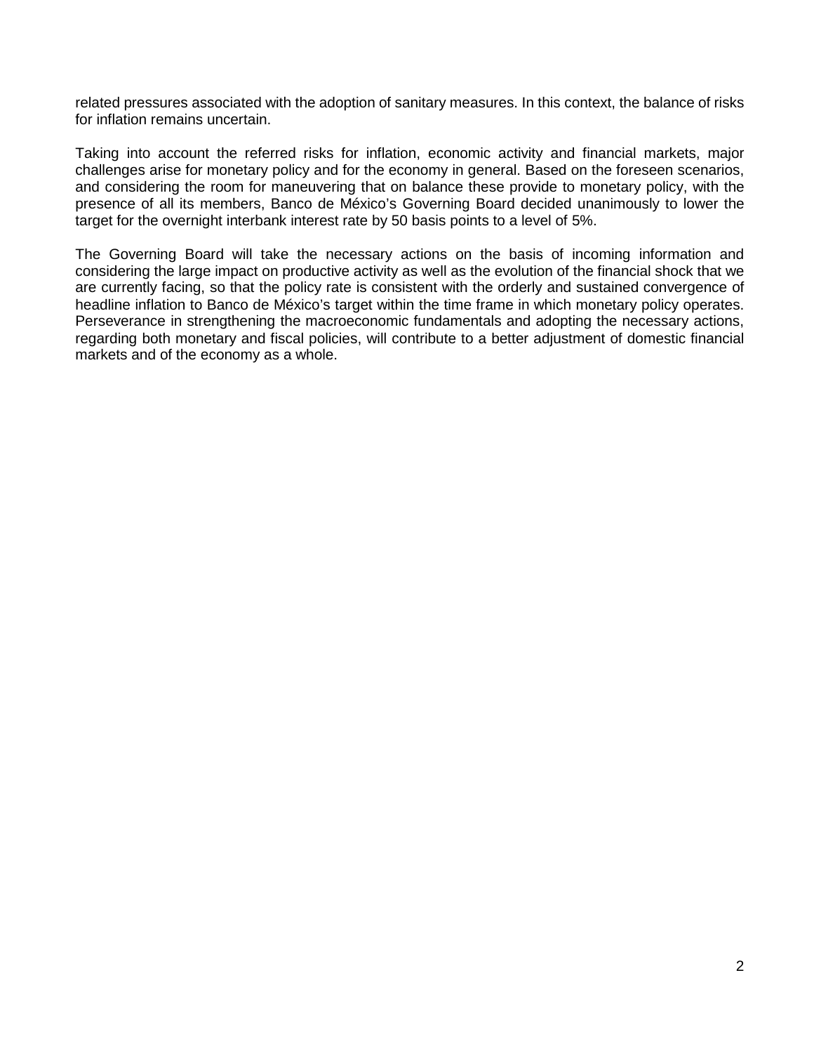related pressures associated with the adoption of sanitary measures. In this context, the balance of risks for inflation remains uncertain.

Taking into account the referred risks for inflation, economic activity and financial markets, major challenges arise for monetary policy and for the economy in general. Based on the foreseen scenarios, and considering the room for maneuvering that on balance these provide to monetary policy, with the presence of all its members, Banco de México's Governing Board decided unanimously to lower the target for the overnight interbank interest rate by 50 basis points to a level of 5%.

The Governing Board will take the necessary actions on the basis of incoming information and considering the large impact on productive activity as well as the evolution of the financial shock that we are currently facing, so that the policy rate is consistent with the orderly and sustained convergence of headline inflation to Banco de México's target within the time frame in which monetary policy operates. Perseverance in strengthening the macroeconomic fundamentals and adopting the necessary actions, regarding both monetary and fiscal policies, will contribute to a better adjustment of domestic financial markets and of the economy as a whole.